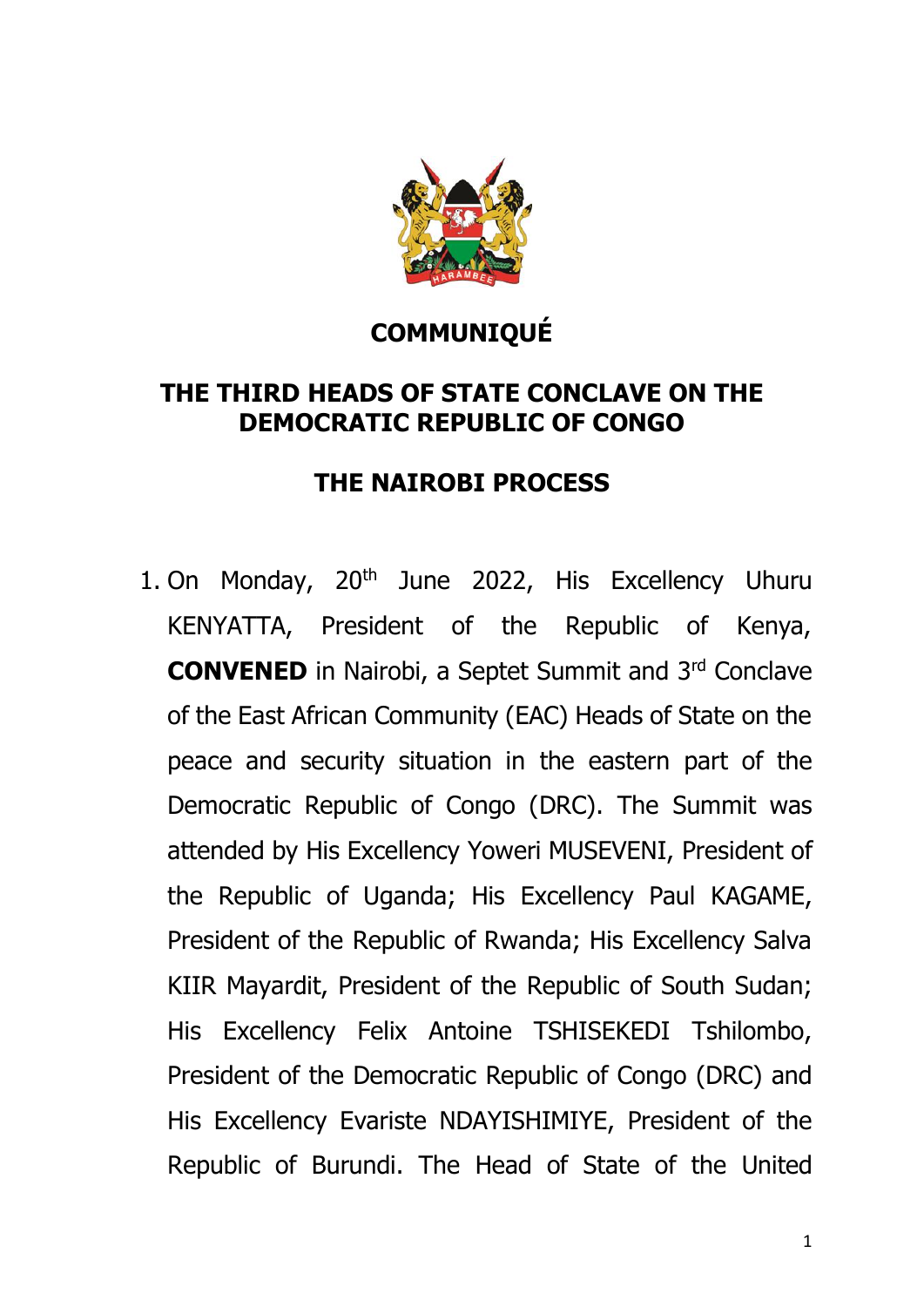# COMMUNIQUÉ

## THE THIRD HEADS OF STATE CONCLAVE ON THE DEMOCRATIC REPUBLIC OF CONGO

## THE NAIROBI PROCESS

1. On Monday, 20th June 2022, His Excellency Uhuru KENYATTA, President of the Republic of Kenya, **CONVENED** in Nairobi, a Septet Summit and 3rd Conclave of the East African Community (EAC) Heads of State on the peace and security situation in the eastern part of the Democratic Republic of Congo (DRC). The Summit was attended by His Excellency Yoweri MUSEVENI, President of the Republic of Uganda; His Excellency Paul KAGAME, President of the Republic of Rwanda; His Excellency Salva KIIR Mayardit, President of the Republic of South Sudan; His Excellency Felix Antoine TSHISEKEDI Tshilombo, President of the Democratic Republic of Congo (DRC) and His Excellency Evariste NDAYISHIMIYE, President of the Republic of Burundi. The Head of State of the United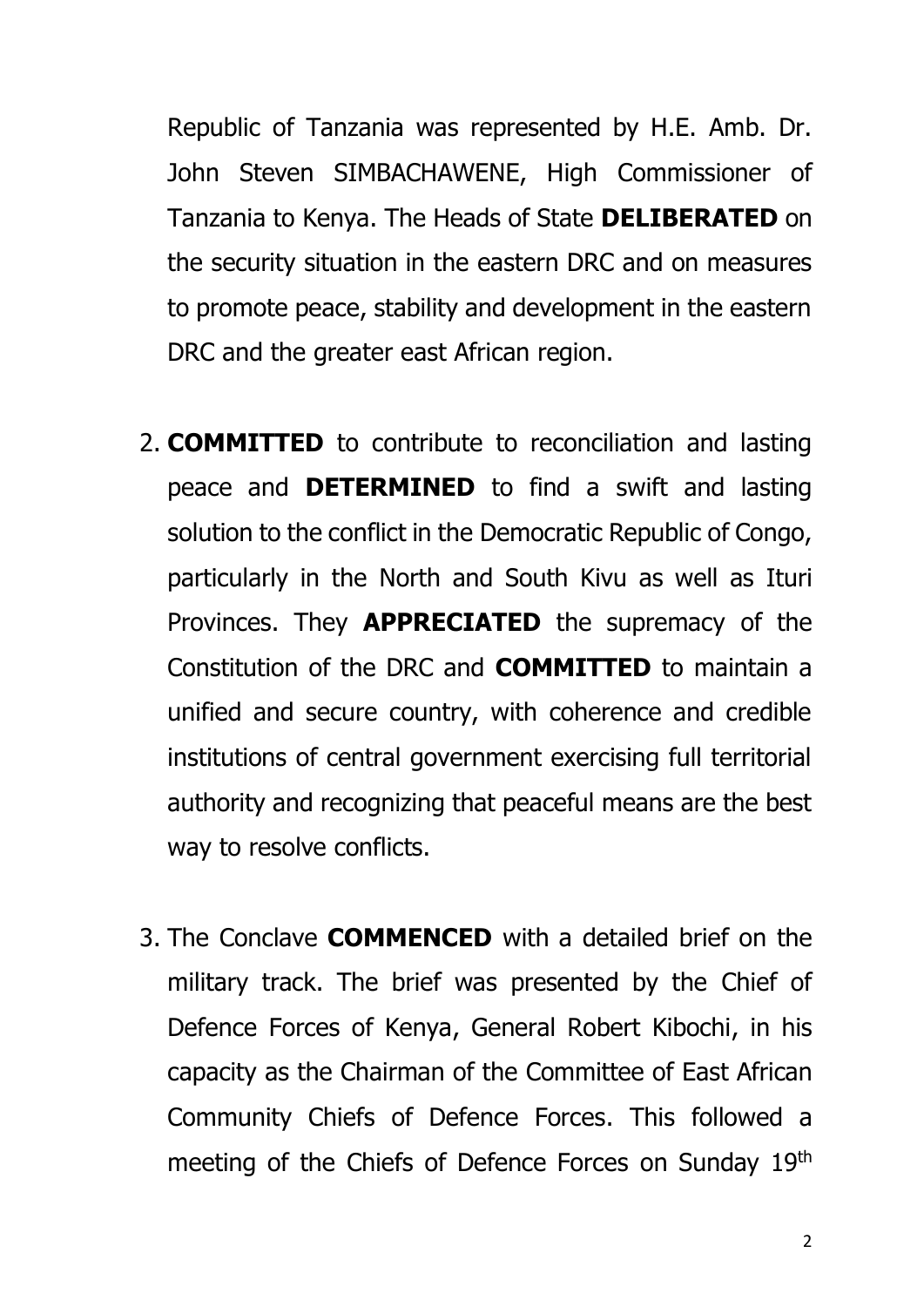Republic of Tanzania was represented by H.E. Amb. Dr. John Steven SIMBACHAWENE, High Commissioner of Tanzania to Kenya. The Heads of State **DELIBERATED** on the security situation in the eastern DRC and on measures to promote peace, stability and development in the eastern DRC and the greater east African region.

2. **COMMITTED** to contribute to reconciliation and lasting peace and **DETERMINED** to find a swift and lasting solution to the conflict in the Democratic Republic of Congo, particularly in the North and South Kivu as well as Ituri Provinces. They **APPRECIATED** the supremacy of the Constitution of the DRC and **COMMITTED** to maintain a unified and secure country, with coherence and credible institutions of central government exercising full territorial authority and recognizing that peaceful means are the best way to resolve conflicts.

3. The Conclave **COMMENCED** with a detailed brief on the military track. The brief was presented by the Chief of Defence Forces of Kenya, General Robert Kibochi, in his capacity as the Chairman of the Committee of East African Community Chiefs of Defence Forces. This followed a meeting of the Chiefs of Defence Forces on Sunday 19th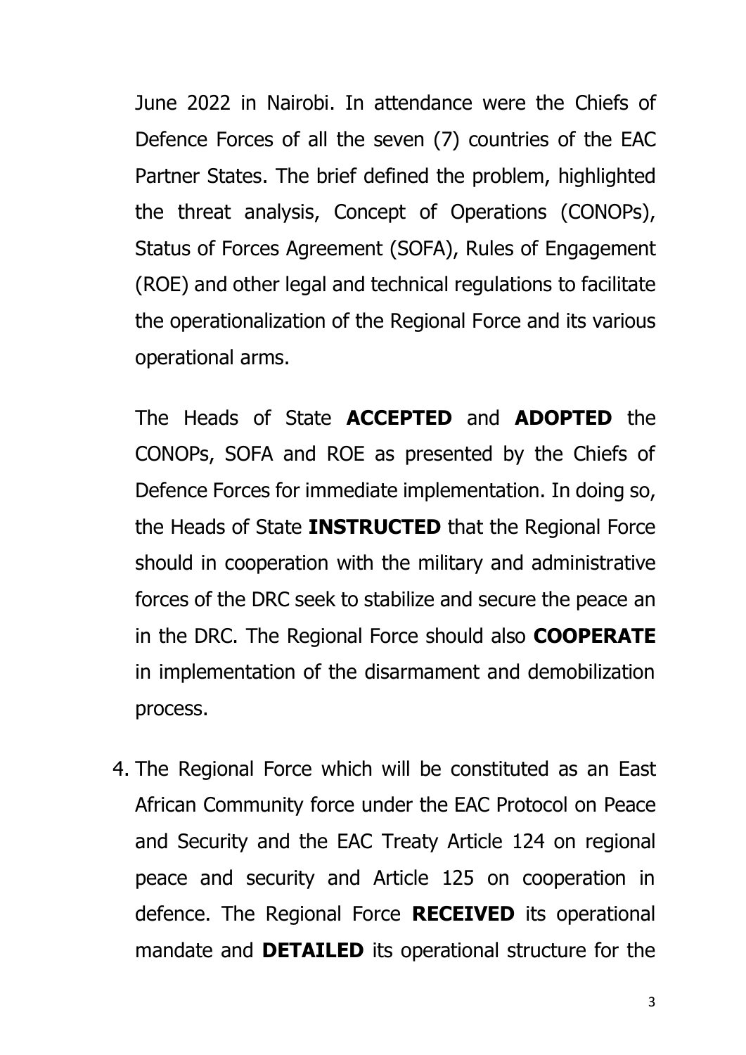June 2022 in Nairobi. In attendance were the Chiefs of Defence Forces of all the seven (7) countries of the EAC Partner States. The brief defined the problem, highlighted the threat analysis, Concept of Operations (CONOPs), Status of Forces Agreement (SOFA), Rules of Engagement (ROE) and other legal and technical regulations to facilitate the operationalization of the Regional Force and its various operational arms.

The Heads of State **ACCEPTED** and **ADOPTED** the CONOPs, SOFA and ROE as presented by the Chiefs of Defence Forces for immediate implementation. In doing so, the Heads of State **INSTRUCTED** that the Regional Force should in cooperation with the military and administrative forces of the DRC seek to stabilize and secure the peace an in the DRC. The Regional Force should also **COOPERATE** in implementation of the disarmament and demobilization process.

4. The Regional Force which will be constituted as an East African Community force under the EAC Protocol on Peace and Security and the EAC Treaty Article 124 on regional peace and security and Article 125 on cooperation in defence. The Regional Force **RECEIVED** its operational mandate and **DETAILED** its operational structure for the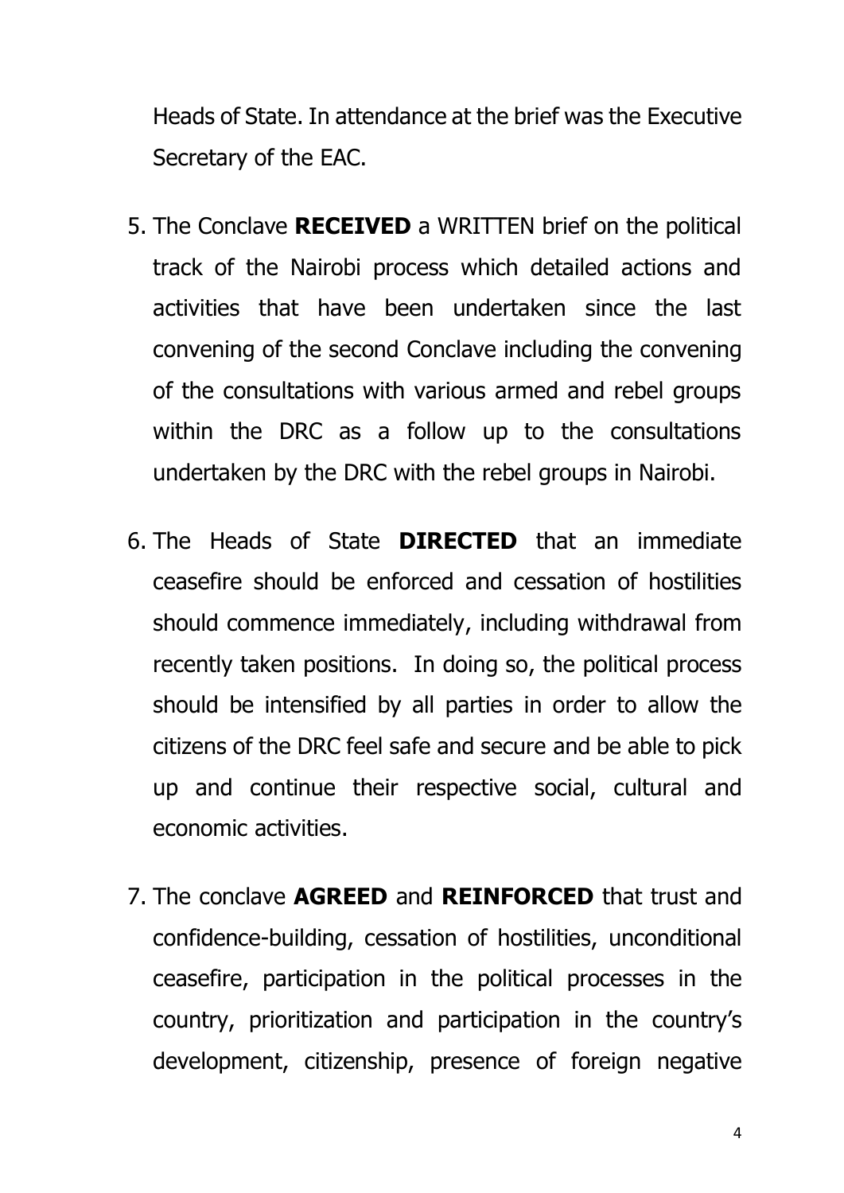Heads of State. In attendance at the brief was the Executive Secretary of the EAC.

5. The Conclave **RECEIVED** a WRITTEN brief on the political track of the Nairobi process which detailed actions and activities that have been undertaken since the last convening of the second Conclave including the convening of the consultations with various armed and rebel groups within the DRC as a follow up to the consultations undertaken by the DRC with the rebel groups in Nairobi.

6. The Heads of State **DIRECTED** that an immediate ceasefire should be enforced and cessation of hostilities should commence immediately, including withdrawal from recently taken positions. In doing so, the political process should be intensified by all parties in order to allow the citizens of the DRC feel safe and secure and be able to pick up and continue their respective social, cultural and economic activities.

7. The conclave **AGREED** and **REINFORCED** that trust and confidence-building, cessation of hostilities, unconditional ceasefire, participation in the political processes in the country, prioritization and participation in the country's development, citizenship, presence of foreign negative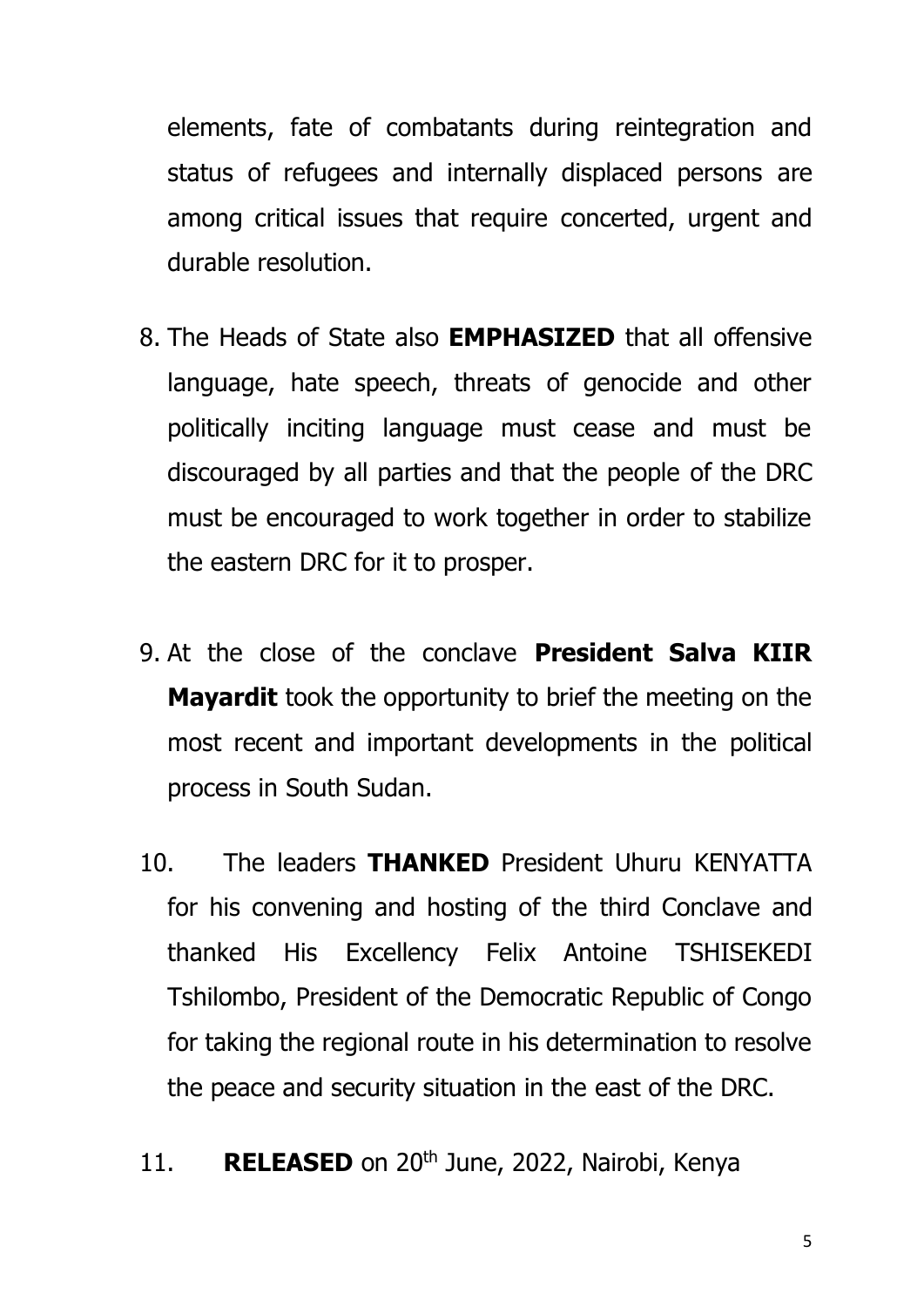elements, fate of combatants during reintegration and status of refugees and internally displaced persons are among critical issues that require concerted, urgent and durable resolution.

8. The Heads of State also **EMPHASIZED** that all offensive language, hate speech, threats of genocide and other politically inciting language must cease and must be discouraged by all parties and that the people of the DRC must be encouraged to work together in order to stabilize the eastern DRC for it to prosper.

9. At the close of the conclave **President Salva KIIR Mayardit** took the opportunity to brief the meeting on the most recent and important developments in the political process in South Sudan.

10. The leaders **THANKED** President Uhuru KENYATTA for his convening and hosting of the third Conclave and thanked His Excellency Felix Antoine TSHISEKEDI Tshilombo, President of the Democratic Republic of Congo for taking the regional route in his determination to resolve the peace and security situation in the east of the DRC.

11. **RELEASED** on 20th June, 2022, Nairobi, Kenya